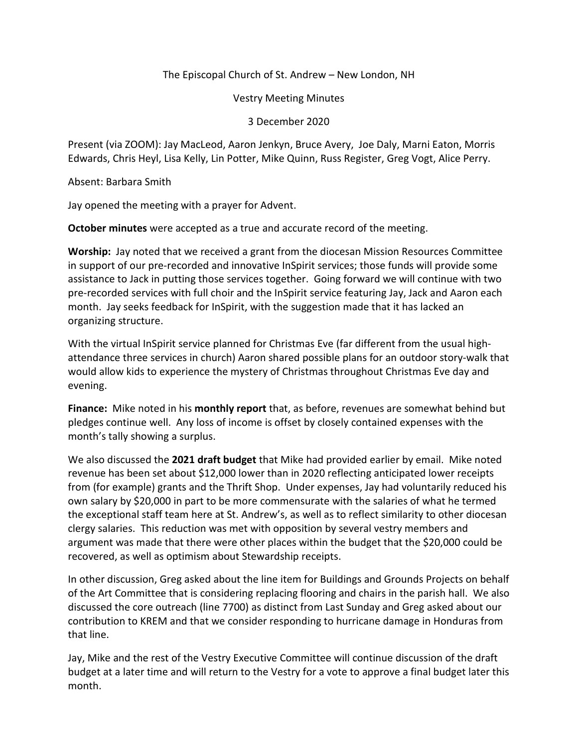The Episcopal Church of St. Andrew – New London, NH

Vestry Meeting Minutes

3 December 2020

Present (via ZOOM): Jay MacLeod, Aaron Jenkyn, Bruce Avery, Joe Daly, Marni Eaton, Morris Edwards, Chris Heyl, Lisa Kelly, Lin Potter, Mike Quinn, Russ Register, Greg Vogt, Alice Perry.

Absent: Barbara Smith

Jay opened the meeting with a prayer for Advent.

**October minutes** were accepted as a true and accurate record of the meeting.

**Worship:** Jay noted that we received a grant from the diocesan Mission Resources Committee in support of our pre-recorded and innovative InSpirit services; those funds will provide some assistance to Jack in putting those services together. Going forward we will continue with two pre-recorded services with full choir and the InSpirit service featuring Jay, Jack and Aaron each month. Jay seeks feedback for InSpirit, with the suggestion made that it has lacked an organizing structure.

With the virtual InSpirit service planned for Christmas Eve (far different from the usual high-attendance three services in church) Aaron shared possible plans for an outdoor story-walk that would allow kids to experience the mystery of Christmas throughout Christmas Eve day and evening.

**Finance:** Mike noted in his **monthly report** that, as before, revenues are somewhat behind but pledges continue well. Any loss of income is offset by closely contained expenses with the month's tally showing a surplus.

We also discussed the **2021 draft budget** that Mike had provided earlier by email. Mike noted revenue has been set about $12,000 lower than in 2020 reflecting anticipated lower receipts from (for example) grants and the Thrift Shop. Under expenses, Jay had voluntarily reduced his own salary by $20,000 in part to be more commensurate with the salaries of what he termed the exceptional staff team here at St. Andrew's, as well as to reflect similarity to other diocesan clergy salaries. This reduction was met with opposition by several vestry members and argument was made that there were other places within the budget that the $20,000 could be recovered, as well as optimism about Stewardship receipts.

In other discussion, Greg asked about the line item for Buildings and Grounds Projects on behalf of the Art Committee that is considering replacing flooring and chairs in the parish hall. We also discussed the core outreach (line 7700) as distinct from Last Sunday and Greg asked about our contribution to KREM and that we consider responding to hurricane damage in Honduras from that line.

Jay, Mike and the rest of the Vestry Executive Committee will continue discussion of the draft budget at a later time and will return to the Vestry for a vote to approve a final budget later this month.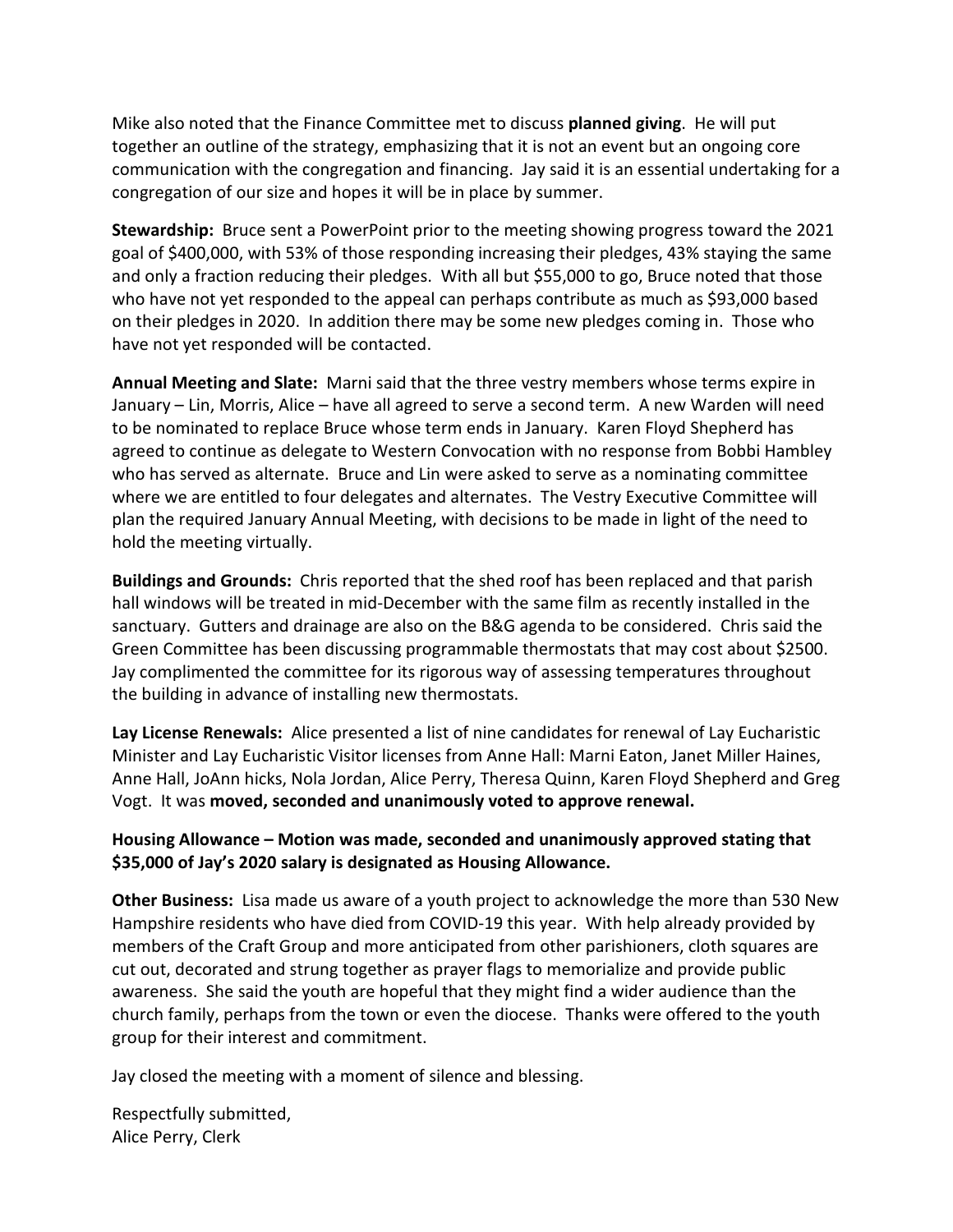Mike also noted that the Finance Committee met to discuss **planned giving**. He will put together an outline of the strategy, emphasizing that it is not an event but an ongoing core communication with the congregation and financing. Jay said it is an essential undertaking for a congregation of our size and hopes it will be in place by summer.

**Stewardship:** Bruce sent a PowerPoint prior to the meeting showing progress toward the 2021 goal of $400,000, with 53% of those responding increasing their pledges, 43% staying the same and only a fraction reducing their pledges. With all but $55,000 to go, Bruce noted that those who have not yet responded to the appeal can perhaps contribute as much as $93,000 based on their pledges in 2020. In addition there may be some new pledges coming in. Those who have not yet responded will be contacted.

**Annual Meeting and Slate:** Marni said that the three vestry members whose terms expire in January – Lin, Morris, Alice – have all agreed to serve a second term. A new Warden will need to be nominated to replace Bruce whose term ends in January. Karen Floyd Shepherd has agreed to continue as delegate to Western Convocation with no response from Bobbi Hambley who has served as alternate. Bruce and Lin were asked to serve as a nominating committee where we are entitled to four delegates and alternates. The Vestry Executive Committee will plan the required January Annual Meeting, with decisions to be made in light of the need to hold the meeting virtually.

**Buildings and Grounds:** Chris reported that the shed roof has been replaced and that parish hall windows will be treated in mid-December with the same film as recently installed in the sanctuary. Gutters and drainage are also on the B&G agenda to be considered. Chris said the Green Committee has been discussing programmable thermostats that may cost about $2500. Jay complimented the committee for its rigorous way of assessing temperatures throughout the building in advance of installing new thermostats.

**Lay License Renewals:** Alice presented a list of nine candidates for renewal of Lay Eucharistic Minister and Lay Eucharistic Visitor licenses from Anne Hall: Marni Eaton, Janet Miller Haines, Anne Hall, JoAnn hicks, Nola Jordan, Alice Perry, Theresa Quinn, Karen Floyd Shepherd and Greg Vogt. It was **moved, seconded and unanimously voted to approve renewal.**

**Housing Allowance – Motion was made, seconded and unanimously approved stating that $35,000 of Jay's 2020 salary is designated as Housing Allowance.**

**Other Business:** Lisa made us aware of a youth project to acknowledge the more than 530 New Hampshire residents who have died from COVID-19 this year. With help already provided by members of the Craft Group and more anticipated from other parishioners, cloth squares are cut out, decorated and strung together as prayer flags to memorialize and provide public awareness. She said the youth are hopeful that they might find a wider audience than the church family, perhaps from the town or even the diocese. Thanks were offered to the youth group for their interest and commitment.

Jay closed the meeting with a moment of silence and blessing.

Respectfully submitted,
Alice Perry, Clerk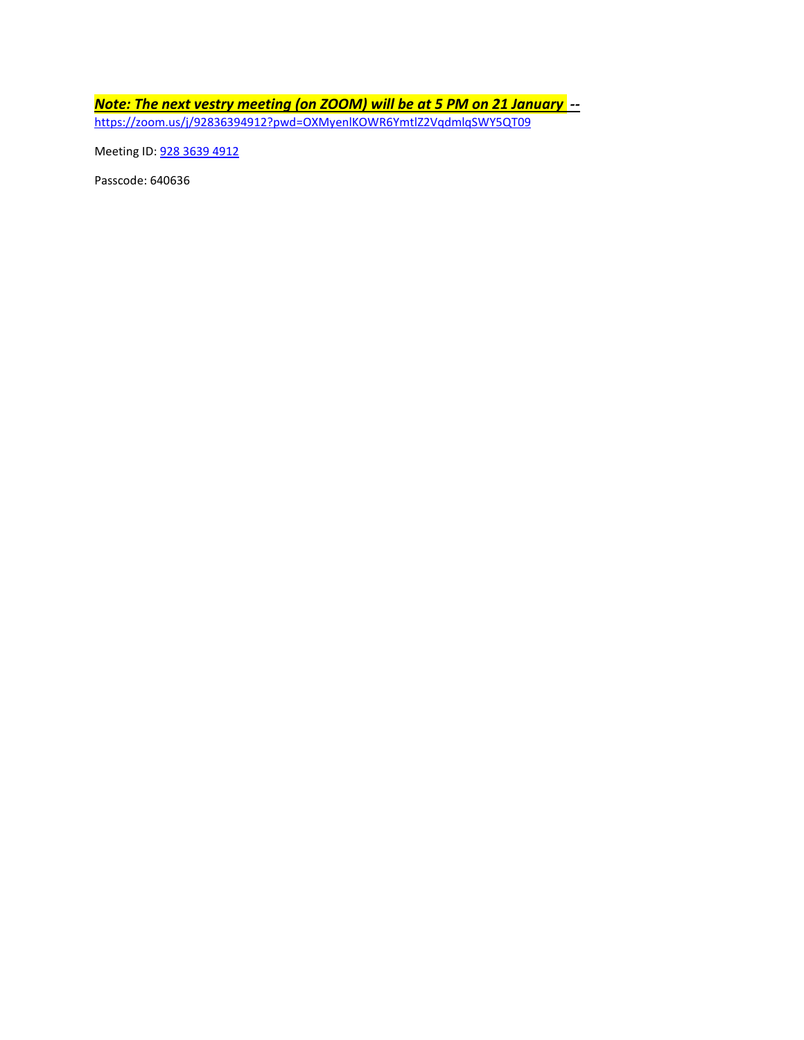***Note: The next vestry meeting (on ZOOM) will be at 5 PM on 21 January --***
https://zoom.us/j/92836394912?pwd=OXMyenlKOWR6YmtlZ2VqdmlqSWY5QT09

Meeting ID: 928 3639 4912

Passcode: 640636